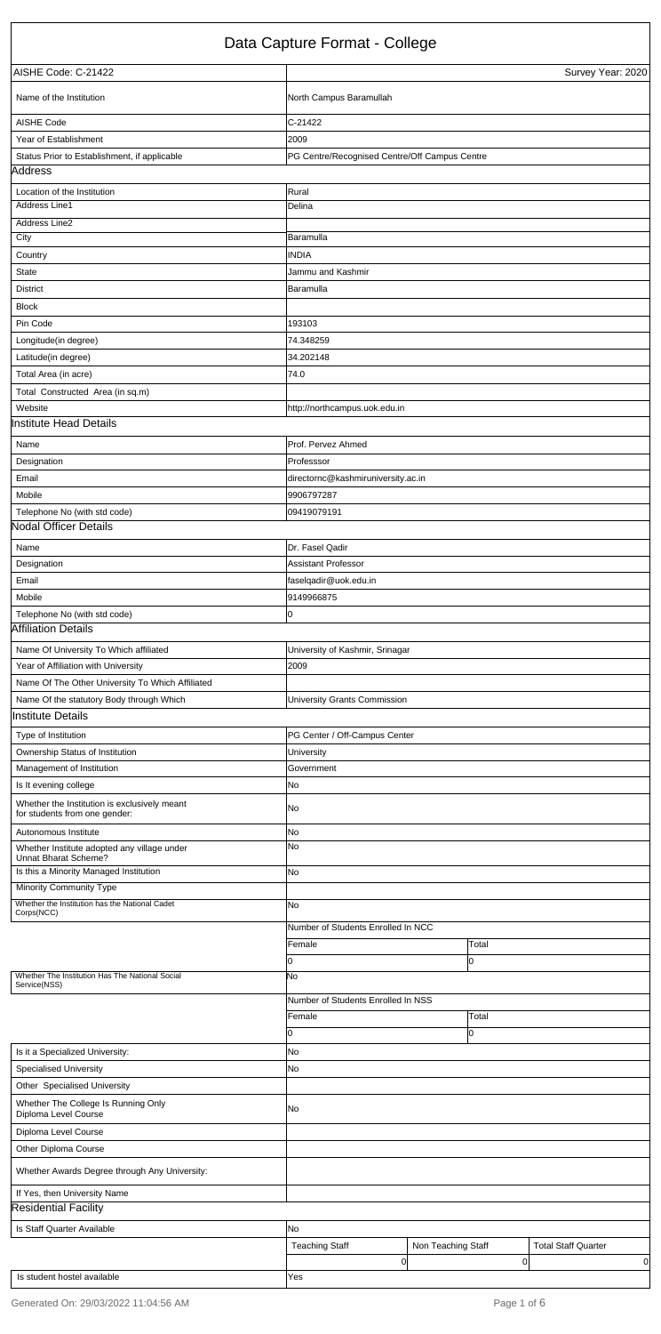# Data Capture Format - College

| AISHE Code: C-21422 | Survey Year: 2020 |
|---|---|
| Name of the Institution | North Campus Baramullah |
| AISHE Code | C-21422 |
| Year of Establishment | 2009 |
| Status Prior to Establishment, if applicable | PG Centre/Recognised Centre/Off Campus Centre |

## Address

| | |
|---|---|
| Location of the Institution | Rural |
| Address Line1 | Delina |
| Address Line2 | |
| City | Baramulla |
| Country | INDIA |
| State | Jammu and Kashmir |
| District | Baramulla |
| Block | |
| Pin Code | 193103 |
| Longitude(in degree) | 74.348259 |
| Latitude(in degree) | 34.202148 |
| Total Area (in acre) | 74.0 |
| Total Constructed Area (in sq.m) | |
| Website | http://northcampus.uok.edu.in |

## Institute Head Details

| | |
|---|---|
| Name | Prof. Pervez Ahmed |
| Designation | Professsor |
| Email | directornc@kashmiruniversity.ac.in |
| Mobile | 9906797287 |
| Telephone No (with std code) | 09419079191 |

## Nodal Officer Details

| | |
|---|---|
| Name | Dr. Fasel Qadir |
| Designation | Assistant Professor |
| Email | faselqadir@uok.edu.in |
| Mobile | 9149966875 |
| Telephone No (with std code) | 0 |

## Affiliation Details

| | |
|---|---|
| Name Of University To Which affiliated | University of Kashmir, Srinagar |
| Year of Affiliation with University | 2009 |
| Name Of The Other University To Which Affiliated | |
| Name Of the statutory Body through Which | University Grants Commission |

## Institute Details

| | | | |
|---|---|---|---|
| Type of Institution | PG Center / Off-Campus Center | | |
| Ownership Status of Institution | University | | |
| Management of Institution | Government | | |
| Is It evening college | No | | |
| Whether the Institution is exclusively meant for students from one gender: | No | | |
| Autonomous Institute | No | | |
| Whether Institute adopted any village under Unnat Bharat Scheme? | No | | |
| Is this a Minority Managed Institution | No | | |
| Minority Community Type | | | |
| Whether the Institution has the National Cadet Corps(NCC) | No | | |
| | Number of Students Enrolled In NCC | | |
| | Female | Total | |
| | 0 | 0 | |
| Whether The Institution Has The National Social Service(NSS) | No | | |
| | Number of Students Enrolled In NSS | | |
| | Female | Total | |
| | 0 | 0 | |
| Is it a Specialized University: | No | | |
| Specialised University | No | | |
| Other Specialised University | | | |
| Whether The College Is Running Only Diploma Level Course | No | | |
| Diploma Level Course | | | |
| Other Diploma Course | | | |
| Whether Awards Degree through Any University: | | | |
| If Yes, then University Name | | | |

## Residential Facility

| | | | |
|---|---|---|---|
| Is Staff Quarter Available | No | | |
| | Teaching Staff | Non Teaching Staff | Total Staff Quarter |
| | 0 | 0 | 0 |
| Is student hostel available | Yes | | |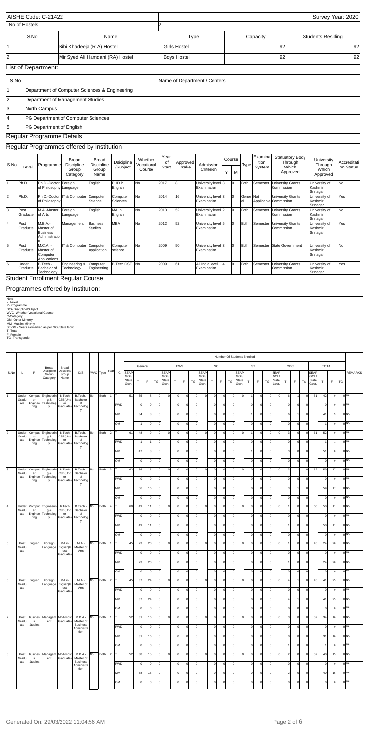AISHE Code: C-21422

Survey Year: 2020

No of Hostels: 2

| S.No | Name | Type | Capacity | Students Residing |
|---|---|---|---|---|
| 1 | Bibi Khadeeja (R A) Hostel | Girls Hostel | 92 | 92 |
| 2 | Mir Syed Ali Hamdani (RA) Hostel | Boys Hostel | 92 | 92 |

## List of Department:

| S.No | Name of Department / Centers |
|---|---|
| 1 | Department of Computer Sciences & Engineering |
| 2 | Department of Management Studies |
| 3 | North Campus |
| 4 | PG Department of Computer Sciences |
| 5 | PG Department of English |

## Regular Programme Details

## Regular Programmes offered by Institution

| S.No | Level | Programme | Broad Discipline Group Category | Broad Discipline Group Name | Dsicipline /Subject | Whether Vocational Course | Year of Start | Approved Intake | Admission Criterion | Course Y | Course M | Type | Examination System | Statuatory Body Through Which Approved | University Through Which Approved | Accreditation Status |
|---|---|---|---|---|---|---|---|---|---|---|---|---|---|---|---|---|
| 1 | Ph.D. | Ph.D.-Doctor of Philosophy | Foreign Language | English | PHD in English | No | 2017 | 8 | University level Examination | 3 | 0 | Both | Semester | University Grants Commission | University of Kashmir, Srinagar | No |
| 2 | Ph.D. | Ph.D.-Doctor of Philosophy | IT & Computer | Computer Science | Computer Sciences | No | 2014 | 16 | University level Examination | 3 | 0 | General | Not Applicable | University Grants Commission | University of Kashmir, Srinagar | Yes |
| 3 | Post Graduate | M.A.-Master of Arts | Foreign Language | English | MA in English | No | 2013 | 52 | University level Examination | 2 | 0 | Both | Semester | University Grants Commission | University of Kashmir, Srinagar | No |
| 4 | Post Graduate | M.B.A.-Master of Business Administration | Management | Business Studies | MBA | No | 2012 | 52 | University level Examination | 5 | 0 | Both | Semester | University Grants Commission | University of Kashmir, Srinagar | Yes |
| 5 | Post Graduate | M.C.A. -Master of Computer Applications | IT & Computer | Computer Application | Computer science | No | 2009 | 50 | University level Examination | 3 | 0 | Both | Semester | State Government | University of Kashmir, Srinagar | No |
| 6 | Under Graduate | B.Tech.-Bachelor of Technology | Engineering & Technology | Computer Engineering | B Tech CSE | No | 2009 | 61 | All India level Examination | 4 | 0 | Both | Semester | University Grants Commission | University of Kashmir, Srinagar | Yes |

## Student Enrollment Regular Course

## Programmes offered by Institution:

Note-
L- Level
P- Programme
D/S- Discipline/Subject
WVC- Whether Vocational Course
C-Category
OM- Other Minority
MM- Muslim Minority
SE-SG - Seats earmarked as per GOI/State Govt.
T- Total
F- Female
TG- Transgender

| S.No | L | P | Broad Discipline Group Category | Broad Discipline Group Name | D/S | WVC | Type | Year | C | General SEAP GOI / State Govt. | General T | General F | General TG | EWS SEAP GOI / State Govt. | EWS T | EWS F | EWS TG | SC SEAP GOI / State Govt. | SC T | SC F | SC TG | ST SEAP GOI / State Govt. | ST T | ST F | ST TG | OBC SEAP GOI / State Govt. | OBC T | OBC F | OBC TG | TOTAL SEAP GOI / State Govt. | TOTAL T | TOTAL F | TOTAL TG | REMARKS |
|---|---|---|---|---|---|---|---|---|---|---|---|---|---|---|---|---|---|---|---|---|---|---|---|---|---|---|---|---|---|---|---|---|---|---|
| 1 | Under Graduate | Computer Engineering | Engineering & Technology | B Tech CSE(Under Graduate) | B.Tech.-Bachelor of Technology | No | Both | 1 | T | 51 | 35 | 8 | 0 | 0 | 0 | 0 | 0 | 0 | 0 | 0 | 0 | 0 | 1 | 0 | 0 | 0 | 6 | 1 | 0 | 51 | 42 | 9 | 0 | NA |
| | | | | | | | | | PWD | | 0 | 0 | 0 | | 0 | 0 | 0 | | 0 | 0 | 0 | | 0 | 0 | 0 | | 0 | 0 | 0 | | 0 | 0 | 0 | NA |
| | | | | | | | | | MM | | 34 | 8 | 0 | | 0 | 0 | 0 | | 0 | 0 | 0 | | 1 | 0 | 0 | | 6 | 1 | 0 | | 41 | 9 | 0 | NA |
| | | | | | | | | | OM | | 1 | 0 | 0 | | 0 | 0 | 0 | | 0 | 0 | 0 | | 0 | 0 | 0 | | 0 | 0 | 0 | | 1 | 0 | 0 | NA |
| 2 | Under Graduate | Computer Engineering | Engineering & Technology | B Tech CSE(Under Graduate) | B.Tech.-Bachelor of Technology | No | Both | 2 | T | 61 | 48 | 9 | 0 | 0 | 0 | 0 | 0 | 0 | 0 | 0 | 0 | 0 | 1 | 0 | 0 | 0 | 3 | 0 | 0 | 61 | 52 | 9 | 0 | NA |
| | | | | | | | | | PWD | | 1 | 1 | 0 | | 0 | 0 | 0 | | 0 | 0 | 0 | | 0 | 0 | 0 | | 0 | 0 | 0 | | 1 | 1 | 0 | NA |
| | | | | | | | | | MM | | 47 | 8 | 0 | | 0 | 0 | 0 | | 0 | 0 | 0 | | 1 | 0 | 0 | | 3 | 0 | 0 | | 51 | 8 | 0 | NA |
| | | | | | | | | | OM | | 0 | 0 | 0 | | 0 | 0 | 0 | | 0 | 0 | 0 | | 0 | 0 | 0 | | 0 | 0 | 0 | | 0 | 0 | 0 | NA |
| 3 | Under Graduate | Computer Engineering | Engineering & Technology | B Tech CSE(Under Graduate) | B.Tech.-Bachelor of Technology | No | Both | 3 | T | 62 | 56 | 16 | 0 | 0 | 0 | 0 | 0 | 0 | 0 | 0 | 0 | 0 | 0 | 0 | 0 | 0 | 3 | 1 | 0 | 62 | 59 | 17 | 0 | NA |
| | | | | | | | | | PWD | | 0 | 0 | 0 | | 0 | 0 | 0 | | 0 | 0 | 0 | | 0 | 0 | 0 | | 0 | 0 | 0 | | 0 | 0 | 0 | NA |
| | | | | | | | | | MM | | 56 | 16 | 0 | | 0 | 0 | 0 | | 0 | 0 | 0 | | 0 | 0 | 0 | | 3 | 1 | 0 | | 59 | 17 | 0 | NA |
| | | | | | | | | | OM | | 0 | 0 | 0 | | 0 | 0 | 0 | | 0 | 0 | 0 | | 0 | 0 | 0 | | 0 | 0 | 0 | | 0 | 0 | 0 | NA |
| 4 | Under Graduate | Computer Engineering | Engineering & Technology | B Tech CSE(Under Graduate) | B.Tech.-Bachelor of Technology | No | Both | 4 | T | 60 | 49 | 11 | 0 | 0 | 0 | 0 | 0 | 0 | 0 | 0 | 0 | 0 | 0 | 0 | 0 | 0 | 1 | 0 | 0 | 60 | 50 | 11 | 0 | NA |
| | | | | | | | | | PWD | | 0 | 0 | 0 | | 0 | 0 | 0 | | 0 | 0 | 0 | | 0 | 0 | 0 | | 0 | 0 | 0 | | 0 | 0 | 0 | NA |
| | | | | | | | | | MM | | 49 | 11 | 0 | | 0 | 0 | 0 | | 0 | 0 | 0 | | 0 | 0 | 0 | | 1 | 0 | 0 | | 50 | 11 | 0 | NA |
| | | | | | | | | | OM | | 0 | 0 | 0 | | 0 | 0 | 0 | | 0 | 0 | 0 | | 0 | 0 | 0 | | 0 | 0 | 0 | | 0 | 0 | 0 | NA |
| 5 | Post Graduate | English | Foreign Language | MA in English(Post Graduate) | M.A.-Master of Arts | No | Both | 1 | T | 45 | 23 | 20 | 0 | 0 | 0 | 0 | 0 | 0 | 0 | 0 | 0 | 0 | 0 | 0 | 0 | 0 | 1 | 0 | 0 | 45 | 24 | 20 | 0 | NA |
| | | | | | | | | | PWD | | 0 | 0 | 0 | | 0 | 0 | 0 | | 0 | 0 | 0 | | 0 | 0 | 0 | | 0 | 0 | 0 | | 0 | 0 | 0 | NA |
| | | | | | | | | | MM | | 23 | 20 | 0 | | 0 | 0 | 0 | | 0 | 0 | 0 | | 0 | 0 | 0 | | 1 | 0 | 0 | | 24 | 20 | 0 | NA |
| | | | | | | | | | OM | | 0 | 0 | 0 | | 0 | 0 | 0 | | 0 | 0 | 0 | | 0 | 0 | 0 | | 0 | 0 | 0 | | 0 | 0 | 0 | NA |
| 6 | Post Graduate | English | Foreign Language | MA in English(Post Graduate) | M.A.-Master of Arts | No | Both | 2 | T | 45 | 37 | 24 | 0 | 0 | 0 | 0 | 0 | 0 | 0 | 0 | 0 | 0 | 0 | 0 | 0 | 0 | 4 | 1 | 0 | 45 | 41 | 25 | 0 | NA |
| | | | | | | | | | PWD | | 0 | 0 | 0 | | 0 | 0 | 0 | | 0 | 0 | 0 | | 0 | 0 | 0 | | 0 | 0 | 0 | | 0 | 0 | 0 | NA |
| | | | | | | | | | MM | | 37 | 24 | 0 | | 0 | 0 | 0 | | 0 | 0 | 0 | | 0 | 0 | 0 | | 4 | 1 | 0 | | 41 | 25 | 0 | NA |
| | | | | | | | | | OM | | 0 | 0 | 0 | | 0 | 0 | 0 | | 0 | 0 | 0 | | 0 | 0 | 0 | | 0 | 0 | 0 | | 0 | 0 | 0 | NA |
| 7 | Post Graduate | Business Studies | Management | MBA(Post Graduate) | M.B.A.-Master of Business Administration | No | Both | 1 | T | 52 | 31 | 16 | 0 | 0 | 0 | 0 | 0 | 0 | 0 | 0 | 0 | 0 | 0 | 0 | 0 | 0 | 3 | 0 | 0 | 52 | 34 | 16 | 0 | NA |
| | | | | | | | | | PWD | | 0 | 0 | 0 | | 0 | 0 | 0 | | 0 | 0 | 0 | | 0 | 0 | 0 | | 0 | 0 | 0 | | 0 | 0 | 0 | NA |
| | | | | | | | | | MM | | 31 | 16 | 0 | | 0 | 0 | 0 | | 0 | 0 | 0 | | 0 | 0 | 0 | | 0 | 0 | 0 | | 31 | 16 | 0 | NA |
| | | | | | | | | | OM | | 0 | 0 | 0 | | 0 | 0 | 0 | | 0 | 0 | 0 | | 0 | 0 | 0 | | 1 | 0 | 0 | | 1 | 0 | 0 | NA |
| 8 | Post Graduate | Business Studies | Management | MBA(Post Graduate) | M.B.A.-Master of Business Administration | No | Both | 2 | T | 52 | 38 | 15 | 0 | 0 | 0 | 0 | 0 | 0 | 0 | 0 | 0 | 0 | 0 | 0 | 0 | 0 | 2 | 0 | 0 | 52 | 40 | 15 | 0 | NA |
| | | | | | | | | | PWD | | 0 | 0 | 0 | | 0 | 0 | 0 | | 0 | 0 | 0 | | 0 | 0 | 0 | | 0 | 0 | 0 | | 0 | 0 | 0 | NA |
| | | | | | | | | | MM | | 38 | 15 | 0 | | 0 | 0 | 0 | | 0 | 0 | 0 | | 0 | 0 | 0 | | 2 | 0 | 0 | | 40 | 15 | 0 | NA |
| | | | | | | | | | OM | | 0 | 0 | 0 | | 0 | 0 | 0 | | 0 | 0 | 0 | | 0 | 0 | 0 | | 0 | 0 | 0 | | 0 | 0 | 0 | NA |

Generated On: 29/03/2022 11:04:56 AM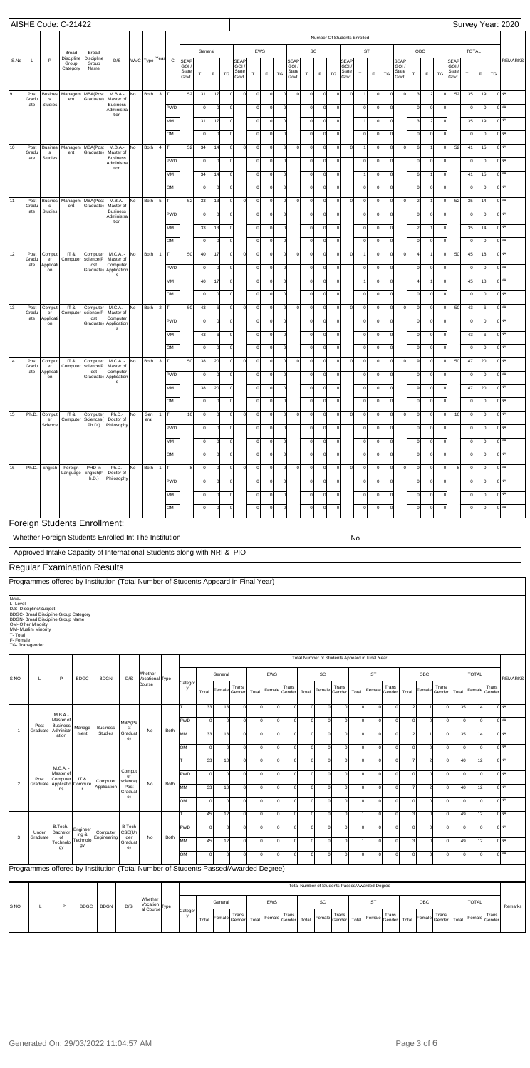AISHE Code: C-21422

Survey Year: 2020

| S.No | L | P | Broad Discipline Group Category | Broad Discipline Group Name | D/S | WVC | Type | Year | C | General SEAP GOI / State Govt. | General T | General F | General TG | EWS SEAP GOI / State Govt. | EWS T | EWS F | EWS TG | SC SEAP GOI / State Govt. | SC T | SC F | SC TG | ST SEAP GOI / State Govt. | ST T | ST F | ST TG | OBC SEAP GOI / State Govt. | OBC T | OBC F | OBC TG | TOTAL SEAP GOI / State Govt. | TOTAL T | TOTAL F | TOTAL TG | REMARKS |
|---|---|---|---|---|---|---|---|---|---|---|---|---|---|---|---|---|---|---|---|---|---|---|---|---|---|---|---|---|---|---|---|---|---|---|
| 9 | Post Graduate | Business Studies | Management | MBA(Post Graduate) | M.B.A.- Master of Business Administration | No | Both | 3 | T | 52 | 31 | 17 | 0 | 0 | 0 | 0 | 0 | 0 | 0 | 0 | 0 | 0 | 1 | 0 | 0 | 0 | 3 | 2 | 0 | 52 | 35 | 19 | 0 | NA |
| | | | | | | | | | PWD | | 0 | 0 | 0 | | 0 | 0 | 0 | | 0 | 0 | 0 | | 0 | 0 | 0 | | 0 | 0 | 0 | | 0 | 0 | 0 | NA |
| | | | | | | | | | MM | | 31 | 17 | 0 | | 0 | 0 | 0 | | 0 | 0 | 0 | | 1 | 0 | 0 | | 3 | 2 | 0 | | 35 | 19 | 0 | NA |
| | | | | | | | | | OM | | 0 | 0 | 0 | | 0 | 0 | 0 | | 0 | 0 | 0 | | 0 | 0 | 0 | | 0 | 0 | 0 | | 0 | 0 | 0 | NA |
| 10 | Post Graduate | Business Studies | Management | MBA(Post Graduate) | M.B.A.- Master of Business Administration | No | Both | 4 | T | 52 | 34 | 14 | 0 | 0 | 0 | 0 | 0 | 0 | 0 | 0 | 0 | 0 | 1 | 0 | 0 | 0 | 6 | 1 | 0 | 52 | 41 | 15 | 0 | NA |
| | | | | | | | | | PWD | | 0 | 0 | 0 | | 0 | 0 | 0 | | 0 | 0 | 0 | | 0 | 0 | 0 | | 0 | 0 | 0 | | 0 | 0 | 0 | NA |
| | | | | | | | | | MM | | 34 | 14 | 0 | | 0 | 0 | 0 | | 0 | 0 | 0 | | 1 | 0 | 0 | | 6 | 1 | 0 | | 41 | 15 | 0 | NA |
| | | | | | | | | | OM | | 0 | 0 | 0 | | 0 | 0 | 0 | | 0 | 0 | 0 | | 0 | 0 | 0 | | 0 | 0 | 0 | | 0 | 0 | 0 | NA |
| 11 | Post Graduate | Business Studies | Management | MBA(Post Graduate) | M.B.A.- Master of Business Administration | No | Both | 5 | T | 52 | 33 | 13 | 0 | 0 | 0 | 0 | 0 | 0 | 0 | 0 | 0 | 0 | 0 | 0 | 0 | 0 | 2 | 1 | 0 | 52 | 35 | 14 | 0 | NA |
| | | | | | | | | | PWD | | 0 | 0 | 0 | | 0 | 0 | 0 | | 0 | 0 | 0 | | 0 | 0 | 0 | | 0 | 0 | 0 | | 0 | 0 | 0 | NA |
| | | | | | | | | | MM | | 33 | 13 | 0 | | 0 | 0 | 0 | | 0 | 0 | 0 | | 0 | 0 | 0 | | 2 | 1 | 0 | | 35 | 14 | 0 | NA |
| | | | | | | | | | OM | | 0 | 0 | 0 | | 0 | 0 | 0 | | 0 | 0 | 0 | | 0 | 0 | 0 | | 0 | 0 | 0 | | 0 | 0 | 0 | NA |
| 12 | Post Graduate | Computer Applications | IT & Computer | Computer science(Post Graduate) | M.C.A. - Master of Computer Applications | No | Both | 1 | T | 50 | 40 | 17 | 0 | 0 | 0 | 0 | 0 | 0 | 0 | 0 | 0 | 0 | 1 | 0 | 0 | 0 | 4 | 1 | 0 | 50 | 45 | 18 | 0 | NA |
| | | | | | | | | | PWD | | 0 | 0 | 0 | | 0 | 0 | 0 | | 0 | 0 | 0 | | 0 | 0 | 0 | | 0 | 0 | 0 | | 0 | 0 | 0 | NA |
| | | | | | | | | | MM | | 40 | 17 | 0 | | 0 | 0 | 0 | | 0 | 0 | 0 | | 1 | 0 | 0 | | 4 | 1 | 0 | | 45 | 18 | 0 | NA |
| | | | | | | | | | OM | | 0 | 0 | 0 | | 0 | 0 | 0 | | 0 | 0 | 0 | | 0 | 0 | 0 | | 0 | 0 | 0 | | 0 | 0 | 0 | NA |
| 13 | Post Graduate | Computer Applications | IT & Computer | Computer science(Post Graduate) | M.C.A. - Master of Computer Applications | No | Both | 2 | T | 50 | 43 | 6 | 0 | 0 | 0 | 0 | 0 | 0 | 0 | 0 | 0 | 0 | 0 | 0 | 0 | 0 | 0 | 0 | 0 | 50 | 43 | 6 | 0 | NA |
| | | | | | | | | | PWD | | 0 | 0 | 0 | | 0 | 0 | 0 | | 0 | 0 | 0 | | 0 | 0 | 0 | | 0 | 0 | 0 | | 0 | 0 | 0 | NA |
| | | | | | | | | | MM | | 43 | 6 | 0 | | 0 | 0 | 0 | | 0 | 0 | 0 | | 0 | 0 | 0 | | 0 | 0 | 0 | | 43 | 6 | 0 | NA |
| | | | | | | | | | OM | | 0 | 0 | 0 | | 0 | 0 | 0 | | 0 | 0 | 0 | | 0 | 0 | 0 | | 0 | 0 | 0 | | 0 | 0 | 0 | NA |
| 14 | Post Graduate | Computer Applications | IT & Computer | Computer science(Post Graduate) | M.C.A. - Master of Computer Applications | No | Both | 3 | T | 50 | 38 | 20 | 0 | 0 | 0 | 0 | 0 | 0 | 0 | 0 | 0 | 0 | 0 | 0 | 0 | 0 | 9 | 0 | 0 | 50 | 47 | 20 | 0 | NA |
| | | | | | | | | | PWD | | 0 | 0 | 0 | | 0 | 0 | 0 | | 0 | 0 | 0 | | 0 | 0 | 0 | | 0 | 0 | 0 | | 0 | 0 | 0 | NA |
| | | | | | | | | | MM | | 38 | 20 | 0 | | 0 | 0 | 0 | | 0 | 0 | 0 | | 0 | 0 | 0 | | 9 | 0 | 0 | | 47 | 20 | 0 | NA |
| | | | | | | | | | OM | | 0 | 0 | 0 | | 0 | 0 | 0 | | 0 | 0 | 0 | | 0 | 0 | 0 | | 0 | 0 | 0 | | 0 | 0 | 0 | NA |
| 15 | Ph.D. | Computer Science | IT & Computer | Computer Sciences(Ph.D.) | Ph.D.- Doctor of Philosophy | No | General | 1 | T | 16 | 0 | 0 | 0 | 0 | 0 | 0 | 0 | 0 | 0 | 0 | 0 | 0 | 0 | 0 | 0 | 0 | 0 | 0 | 0 | 16 | 0 | 0 | 0 | NA |
| | | | | | | | | | PWD | | 0 | 0 | 0 | | 0 | 0 | 0 | | 0 | 0 | 0 | | 0 | 0 | 0 | | 0 | 0 | 0 | | 0 | 0 | 0 | NA |
| | | | | | | | | | MM | | 0 | 0 | 0 | | 0 | 0 | 0 | | 0 | 0 | 0 | | 0 | 0 | 0 | | 0 | 0 | 0 | | 0 | 0 | 0 | NA |
| | | | | | | | | | OM | | 0 | 0 | 0 | | 0 | 0 | 0 | | 0 | 0 | 0 | | 0 | 0 | 0 | | 0 | 0 | 0 | | 0 | 0 | 0 | NA |
| 16 | Ph.D. | English | Foreign Language | PHD in English(Ph.D.) | Ph.D.- Doctor of Philosophy | No | Both | 1 | T | 8 | 0 | 0 | 0 | 0 | 0 | 0 | 0 | 0 | 0 | 0 | 0 | 0 | 0 | 0 | 0 | 0 | 0 | 0 | 0 | 8 | 0 | 0 | 0 | NA |
| | | | | | | | | | PWD | | 0 | 0 | 0 | | 0 | 0 | 0 | | 0 | 0 | 0 | | 0 | 0 | 0 | | 0 | 0 | 0 | | 0 | 0 | 0 | NA |
| | | | | | | | | | MM | | 0 | 0 | 0 | | 0 | 0 | 0 | | 0 | 0 | 0 | | 0 | 0 | 0 | | 0 | 0 | 0 | | 0 | 0 | 0 | NA |
| | | | | | | | | | OM | | 0 | 0 | 0 | | 0 | 0 | 0 | | 0 | 0 | 0 | | 0 | 0 | 0 | | 0 | 0 | 0 | | 0 | 0 | 0 | NA |

## Foreign Students Enrollment:

Whether Foreign Students Enrolled Int The Institution: No

Approved Intake Capacity of International Students along with NRI & PIO

## Regular Examination Results

Programmes offered by Institution (Total Number of Students Appeard in Final Year)

Note-
L- Level
D/S- Discipline/Subject
BDGC- Broad Discipline Group Category
BDGN- Broad Discipline Group Name
OM- Other Minority
MM- Muslim Minority
T- Total
F- Female
TG- Transgender

| S.NO | L | P | BDGC | BDGN | D/S | Whether Vocational Course | Type | Category | General Total | General Female | General Trans Gender | EWS Total | EWS Female | EWS Trans Gender | SC Total | SC Female | SC Trans Gender | ST Total | ST Female | ST Trans Gender | OBC Total | OBC Female | OBC Trans Gender | TOTAL Total | TOTAL Female | TOTAL Trans Gender | REMARKS |
|---|---|---|---|---|---|---|---|---|---|---|---|---|---|---|---|---|---|---|---|---|---|---|---|---|---|---|---|
| 1 | Post Graduate | M.B.A.- Master of Business Administration | Management | Business Studies | MBA(Post Graduate) | No | Both | T | 33 | 13 | 0 | 0 | 0 | 0 | 0 | 0 | 0 | 0 | 0 | 0 | 2 | 1 | 0 | 35 | 14 | 0 | NA |
| | | | | | | | | PWD | 0 | 0 | 0 | 0 | 0 | 0 | 0 | 0 | 0 | 0 | 0 | 0 | 0 | 0 | 0 | 0 | 0 | 0 | NA |
| | | | | | | | | MM | 33 | 13 | 0 | 0 | 0 | 0 | 0 | 0 | 0 | 0 | 0 | 0 | 2 | 1 | 0 | 35 | 14 | 0 | NA |
| | | | | | | | | OM | 0 | 0 | 0 | 0 | 0 | 0 | 0 | 0 | 0 | 0 | 0 | 0 | 0 | 0 | 0 | 0 | 0 | 0 | NA |
| 2 | Post Graduate | M.C.A. - Master of Computer Applications | IT & Computer | Computer Application | Computer science(Post Graduate) | No | Both | T | 33 | 10 | 0 | 0 | 0 | 0 | 0 | 0 | 0 | 0 | 0 | 0 | 7 | 2 | 0 | 40 | 12 | 0 | NA |
| | | | | | | | | PWD | 0 | 0 | 0 | 0 | 0 | 0 | 0 | 0 | 0 | 0 | 0 | 0 | 0 | 0 | 0 | 0 | 0 | 0 | NA |
| | | | | | | | | MM | 33 | 10 | 0 | 0 | 0 | 0 | 0 | 0 | 0 | 0 | 0 | 0 | 7 | 2 | 0 | 40 | 12 | 0 | NA |
| | | | | | | | | OM | 0 | 0 | 0 | 0 | 0 | 0 | 0 | 0 | 0 | 0 | 0 | 0 | 0 | 0 | 0 | 0 | 0 | 0 | NA |
| 3 | Under Graduate | B.Tech.- Bachelor of Technology | Engineering | Computer Engineering | B Tech CSE(Under Graduate) | No | Both | T | 45 | 12 | 0 | 0 | 0 | 0 | 0 | 0 | 0 | 1 | 0 | 0 | 3 | 0 | 0 | 49 | 12 | 0 | NA |
| | | | | | | | | PWD | 0 | 0 | 0 | 0 | 0 | 0 | 0 | 0 | 0 | 0 | 0 | 0 | 0 | 0 | 0 | 0 | 0 | 0 | NA |
| | | | | | | | | MM | 45 | 12 | 0 | 0 | 0 | 0 | 0 | 0 | 0 | 1 | 0 | 0 | 3 | 0 | 0 | 49 | 12 | 0 | NA |
| | | | | | | | | OM | 0 | 0 | 0 | 0 | 0 | 0 | 0 | 0 | 0 | 0 | 0 | 0 | 0 | 0 | 0 | 0 | 0 | 0 | NA |

Programmes offered by Institution (Total Number of Students Passed/Awarded Degree)

| S.NO | L | P | BDGC | BDGN | D/S | Whether Vocational Course | Type | Category | General Total | General Female | General Trans Gender | EWS Total | EWS Female | EWS Trans Gender | SC Total | SC Female | SC Trans Gender | ST Total | ST Female | ST Trans Gender | OBC Total | OBC Female | OBC Trans Gender | TOTAL Total | TOTAL Female | TOTAL Trans Gender | Remarks |
|---|---|---|---|---|---|---|---|---|---|---|---|---|---|---|---|---|---|---|---|---|---|---|---|---|---|---|---|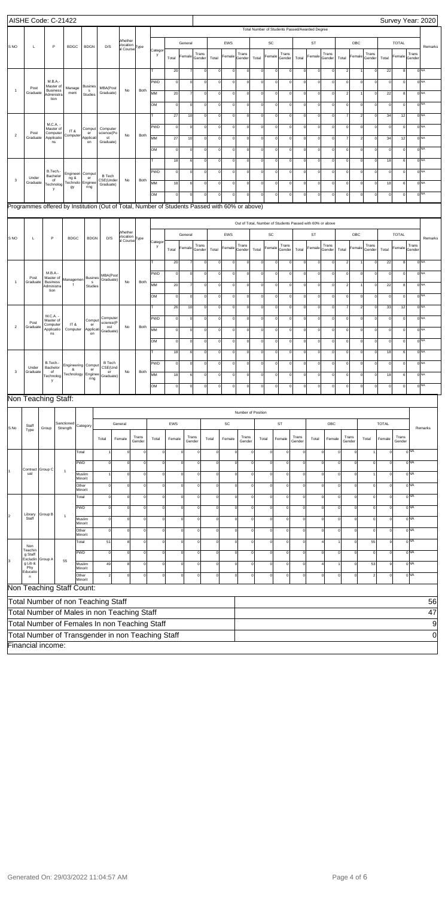AISHE Code: C-21422 | Survey Year: 2020

| S NO | L | P | BDGC | BDGN | D/S | Whether Vocational Course | Type | Category | General Total | General Female | General Trans Gender | EWS Total | EWS Female | EWS Trans Gender | SC Total | SC Female | SC Trans Gender | ST Total | ST Female | ST Trans Gender | OBC Total | OBC Female | OBC Trans Gender | TOTAL Total | TOTAL Female | TOTAL Trans Gender | Remarks |
|---|---|---|---|---|---|---|---|---|---|---|---|---|---|---|---|---|---|---|---|---|---|---|---|---|---|---|---|
| | | | | | | | | | **Total Number of Students Passed/Awarded Degree** | | | | | | | | | | | | | | | | | | |
| 1 | Post Graduate | M.B.A.-Master of Business Administration | Management | Business Studies | MBA(Post Graduate) | No | Both | T | 20 | 7 | 0 | 0 | 0 | 0 | 0 | 0 | 0 | 0 | 0 | 0 | 2 | 1 | 0 | 22 | 8 | 0 | NA |
| | | | | | | | | PWD | 0 | 0 | 0 | 0 | 0 | 0 | 0 | 0 | 0 | 0 | 0 | 0 | 0 | 0 | 0 | 0 | 0 | 0 | NA |
| | | | | | | | | MM | 20 | 7 | 0 | 0 | 0 | 0 | 0 | 0 | 0 | 0 | 0 | 0 | 2 | 1 | 0 | 22 | 8 | 0 | NA |
| | | | | | | | | OM | 0 | 0 | 0 | 0 | 0 | 0 | 0 | 0 | 0 | 0 | 0 | 0 | 0 | 0 | 0 | 0 | 0 | 0 | NA |
| 2 | Post Graduate | M.C.A. - Master of Computer Applications | IT & Computer | Computer Application | Computer science(Post Graduate) | No | Both | T | 27 | 10 | 0 | 0 | 0 | 0 | 0 | 0 | 0 | 0 | 0 | 0 | 7 | 2 | 0 | 34 | 12 | 0 | NA |
| | | | | | | | | PWD | 0 | 0 | 0 | 0 | 0 | 0 | 0 | 0 | 0 | 0 | 0 | 0 | 0 | 0 | 0 | 0 | 0 | 0 | NA |
| | | | | | | | | MM | 27 | 10 | 0 | 0 | 0 | 0 | 0 | 0 | 0 | 0 | 0 | 0 | 7 | 2 | 0 | 34 | 12 | 0 | NA |
| | | | | | | | | OM | 0 | 0 | 0 | 0 | 0 | 0 | 0 | 0 | 0 | 0 | 0 | 0 | 0 | 0 | 0 | 0 | 0 | 0 | NA |
| 3 | Under Graduate | B.Tech.-Bachelor of Technology | Engineering & Technology | Computer Engineering | B Tech CSE(Under Graduate) | No | Both | T | 18 | 6 | 0 | 0 | 0 | 0 | 0 | 0 | 0 | 0 | 0 | 0 | 0 | 0 | 0 | 18 | 6 | 0 | NA |
| | | | | | | | | PWD | 0 | 0 | 0 | 0 | 0 | 0 | 0 | 0 | 0 | 0 | 0 | 0 | 0 | 0 | 0 | 0 | 0 | 0 | NA |
| | | | | | | | | MM | 18 | 6 | 0 | 0 | 0 | 0 | 0 | 0 | 0 | 0 | 0 | 0 | 0 | 0 | 0 | 18 | 6 | 0 | NA |
| | | | | | | | | OM | 0 | 0 | 0 | 0 | 0 | 0 | 0 | 0 | 0 | 0 | 0 | 0 | 0 | 0 | 0 | 0 | 0 | 0 | NA |

Programmes offered by Institution (Out of Total, Number of Students Passed with 60% or above)

| S NO | L | P | BDGC | BDGN | D/S | Whether Vocational Course | Type | Category | General Total | General Female | General Trans Gender | EWS Total | EWS Female | EWS Trans Gender | SC Total | SC Female | SC Trans Gender | ST Total | ST Female | ST Trans Gender | OBC Total | OBC Female | OBC Trans Gender | TOTAL Total | TOTAL Female | TOTAL Trans Gender | Remarks |
|---|---|---|---|---|---|---|---|---|---|---|---|---|---|---|---|---|---|---|---|---|---|---|---|---|---|---|---|
| | | | | | | | | | **Out of Total, Number of Students Passed with 60% or above** | | | | | | | | | | | | | | | | | | |
| 1 | Post Graduate | M.B.A.-Master of Business Administration | Management | Business Studies | MBA(Post Graduate) | No | Both | T | 20 | 7 | 0 | 0 | 0 | 0 | 0 | 0 | 0 | 0 | 0 | 0 | 2 | 1 | 0 | 22 | 8 | 0 | NA |
| | | | | | | | | PWD | 0 | 0 | 0 | 0 | 0 | 0 | 0 | 0 | 0 | 0 | 0 | 0 | 0 | 0 | 0 | 0 | 0 | 0 | NA |
| | | | | | | | | MM | 20 | 7 | 0 | 0 | 0 | 0 | 0 | 0 | 0 | 0 | 0 | 0 | 2 | 1 | 0 | 22 | 8 | 0 | NA |
| | | | | | | | | OM | 0 | 0 | 0 | 0 | 0 | 0 | 0 | 0 | 0 | 0 | 0 | 0 | 0 | 0 | 0 | 0 | 0 | 0 | NA |
| 2 | Post Graduate | M.C.A. - Master of Computer Applications | IT & Computer | Computer Application | Computer science(Post Graduate) | No | Both | T | 26 | 10 | 0 | 0 | 0 | 0 | 0 | 0 | 0 | 0 | 0 | 0 | 7 | 2 | 0 | 33 | 12 | 0 | NA |
| | | | | | | | | PWD | 0 | 0 | 0 | 0 | 0 | 0 | 0 | 0 | 0 | 0 | 0 | 0 | 0 | 0 | 0 | 0 | 0 | 0 | NA |
| | | | | | | | | MM | 0 | 0 | 0 | 0 | 0 | 0 | 0 | 0 | 0 | 0 | 0 | 0 | 0 | 0 | 0 | 0 | 0 | 0 | NA |
| | | | | | | | | OM | 0 | 0 | 0 | 0 | 0 | 0 | 0 | 0 | 0 | 0 | 0 | 0 | 0 | 0 | 0 | 0 | 0 | 0 | NA |
| 3 | Under Graduate | B.Tech.-Bachelor of Technology | Engineering & Technology | Computer Engineering | B Tech CSE(Under Graduate) | No | Both | T | 18 | 6 | 0 | 0 | 0 | 0 | 0 | 0 | 0 | 0 | 0 | 0 | 0 | 0 | 0 | 18 | 6 | 0 | NA |
| | | | | | | | | PWD | 0 | 0 | 0 | 0 | 0 | 0 | 0 | 0 | 0 | 0 | 0 | 0 | 0 | 0 | 0 | 0 | 0 | 0 | NA |
| | | | | | | | | MM | 18 | 6 | 0 | 0 | 0 | 0 | 0 | 0 | 0 | 0 | 0 | 0 | 0 | 0 | 0 | 18 | 6 | 0 | NA |
| | | | | | | | | OM | 0 | 0 | 0 | 0 | 0 | 0 | 0 | 0 | 0 | 0 | 0 | 0 | 0 | 0 | 0 | 0 | 0 | 0 | NA |

## Non Teaching Staff:

| S.No | Staff Type | Group | Sanctioned Strength | Category | General Total | General Female | General Trans Gender | EWS Total | EWS Female | EWS Trans Gender | SC Total | SC Female | SC Trans Gender | ST Total | ST Female | ST Trans Gender | OBC Total | OBC Female | OBC Trans Gender | TOTAL Total | TOTAL Female | TOTAL Trans Gender | Remarks |
|---|---|---|---|---|---|---|---|---|---|---|---|---|---|---|---|---|---|---|---|---|---|---|---|
| | | | | | **Number of Position** | | | | | | | | | | | | | | | | | | |
| 1 | Contractual | Group C | 1 | Total | 1 | 0 | 0 | 0 | 0 | 0 | 0 | 0 | 0 | 0 | 0 | 0 | 0 | 0 | 0 | 1 | 0 | 0 | NA |
| | | | | PWD | 0 | 0 | 0 | 0 | 0 | 0 | 0 | 0 | 0 | 0 | 0 | 0 | 0 | 0 | 0 | 0 | 0 | 0 | NA |
| | | | | Muslim Minorit | 1 | 0 | 0 | 0 | 0 | 0 | 0 | 0 | 0 | 0 | 0 | 0 | 0 | 0 | 0 | 1 | 0 | 0 | NA |
| | | | | Other Minorit | 0 | 0 | 0 | 0 | 0 | 0 | 0 | 0 | 0 | 0 | 0 | 0 | 0 | 0 | 0 | 0 | 0 | 0 | NA |
| 2 | Library Staff | Group B | 1 | Total | 0 | 0 | 0 | 0 | 0 | 0 | 0 | 0 | 0 | 0 | 0 | 0 | 0 | 0 | 0 | 0 | 0 | 0 | NA |
| | | | | PWD | 0 | 0 | 0 | 0 | 0 | 0 | 0 | 0 | 0 | 0 | 0 | 0 | 0 | 0 | 0 | 0 | 0 | 0 | NA |
| | | | | Muslim Minorit | 0 | 0 | 0 | 0 | 0 | 0 | 0 | 0 | 0 | 0 | 0 | 0 | 0 | 0 | 0 | 0 | 0 | 0 | NA |
| | | | | Other Minorit | 0 | 0 | 0 | 0 | 0 | 0 | 0 | 0 | 0 | 0 | 0 | 0 | 0 | 0 | 0 | 0 | 0 | 0 | NA |
| 3 | Non Teaching Staff Excluding Lib & Phy Education | Group A | 55 | Total | 51 | 8 | 0 | 0 | 0 | 0 | 0 | 0 | 0 | 0 | 0 | 0 | 4 | 1 | 0 | 55 | 9 | 0 | NA |
| | | | | PWD | 0 | 0 | 0 | 0 | 0 | 0 | 0 | 0 | 0 | 0 | 0 | 0 | 0 | 0 | 0 | 0 | 0 | 0 | NA |
| | | | | Muslim Minorit | 49 | 8 | 0 | 0 | 0 | 0 | 0 | 0 | 0 | 0 | 0 | 0 | 4 | 1 | 0 | 53 | 9 | 0 | NA |
| | | | | Other Minorit | 2 | 0 | 0 | 0 | 0 | 0 | 0 | 0 | 0 | 0 | 0 | 0 | 0 | 0 | 0 | 2 | 0 | 0 | NA |

## Non Teaching Staff Count:

| | |
|---|---|
| Total Number of non Teaching Staff | 56 |
| Total Number of Males in non Teaching Staff | 47 |
| Total Number of Females In non Teaching Staff | 9 |
| Total Number of Transgender in non Teaching Staff | 0 |

Financial income: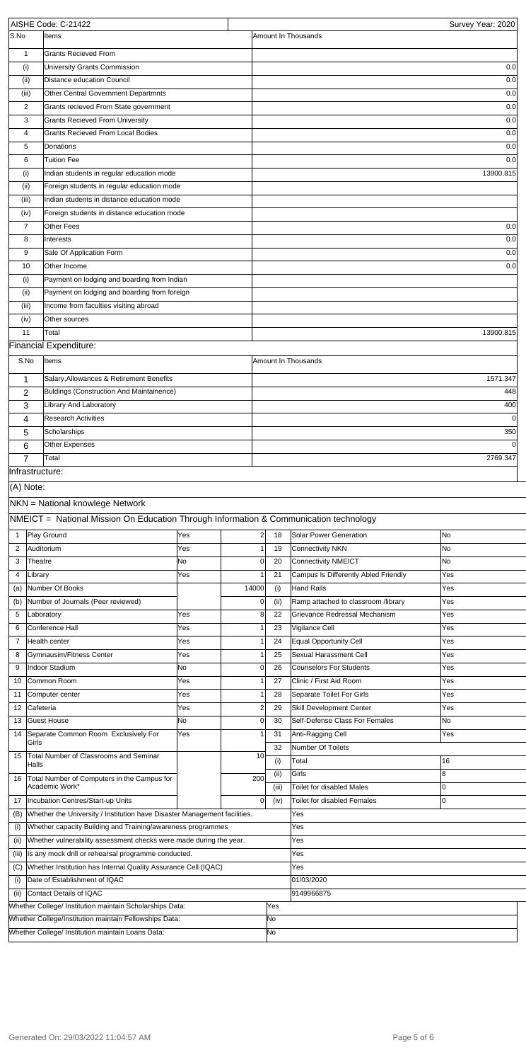AISHE Code: C-21422 | Survey Year: 2020

| S.No | Items | Amount In Thousands |
|---|---|---|
| 1 | Grants Recieved From | |
| (i) | University Grants Commission | 0.0 |
| (ii) | Distance education Council | 0.0 |
| (iii) | Other Central Government Departmnts | 0.0 |
| 2 | Grants recieved From State government | 0.0 |
| 3 | Grants Recieved From University | 0.0 |
| 4 | Grants Recieved From Local Bodies | 0.0 |
| 5 | Donations | 0.0 |
| 6 | Tuition Fee | 0.0 |
| (i) | Indian students in regular education mode | 13900.815 |
| (ii) | Foreign students in regular education mode | |
| (iii) | Indian students in distance education mode | |
| (iv) | Foreign students in distance education mode | |
| 7 | Other Fees | 0.0 |
| 8 | Interests | 0.0 |
| 9 | Sale Of Application Form | 0.0 |
| 10 | Other Income | 0.0 |
| (i) | Payment on lodging and boarding from Indian | |
| (ii) | Payment on lodging and boarding from foreign | |
| (iii) | Income from faculties visiting abroad | |
| (iv) | Other sources | |
| 11 | Total | 13900.815 |

## Financial Expenditure:

| S.No | Items | Amount In Thousands |
|---|---|---|
| 1 | Salary,Allowances & Retirement Benefits | 1571.347 |
| 2 | Buldings (Construction And Maintainence) | 448 |
| 3 | Library And Laboratory | 400 |
| 4 | Research Activities | 0 |
| 5 | Scholarships | 350 |
| 6 | Other Expenses | 0 |
| 7 | Total | 2769.347 |

## Infrastructure:

(A) Note:

NKN = National knowlege Network

NMEICT = National Mission On Education Through Information & Communication technology

| | | | | | | |
|---|---|---|---|---|---|---|
| 1 | Play Ground | Yes | 2 | 18 | Solar Power Generation | No |
| 2 | Auditorium | Yes | 1 | 19 | Connectivity NKN | No |
| 3 | Theatre | No | 0 | 20 | Connectivity NMEICT | No |
| 4 | Library | Yes | 1 | 21 | Campus Is Differently Abled Friendly | Yes |
| (a) | Number Of Books | | 14000 | (i) | Hand Rails | Yes |
| (b) | Number of Journals (Peer reviewed) | | 0 | (ii) | Ramp attached to classroom /library | Yes |
| 5 | Laboratory | Yes | 8 | 22 | Grievance Redressal Mechanism | Yes |
| 6 | Conference Hall | Yes | 1 | 23 | Vigilance Cell | Yes |
| 7 | Health center | Yes | 1 | 24 | Equal Opportunity Cell | Yes |
| 8 | Gymnausim/Fitness Center | Yes | 1 | 25 | Sexual Harassment Cell | Yes |
| 9 | Indoor Stadium | No | 0 | 26 | Counselors For Students | Yes |
| 10 | Common Room | Yes | 1 | 27 | Clinic / First Aid Room | Yes |
| 11 | Computer center | Yes | 1 | 28 | Separate Toilet For Girls | Yes |
| 12 | Cafeteria | Yes | 2 | 29 | Skill Development Center | Yes |
| 13 | Guest House | No | 0 | 30 | Self-Defense Class For Females | No |
| 14 | Separate Common Room Exclusively For Girls | Yes | 1 | 31 | Anti-Ragging Cell | Yes |
| | | | | 32 | Number Of Toilets | |
| 15 | Total Number of Classrooms and Seminar Halls | | 10 | (i) | Total | 16 |
| 16 | Total Number of Computers in the Campus for Academic Work* | | 200 | (ii) | Girls | 8 |
| | | | | (iii) | Toilet for disabled Males | 0 |
| 17 | Incubation Centres/Start-up Units | | 0 | (iv) | Toilet for disabled Females | 0 |

| | | |
|---|---|---|
| (B) | Whether the University / Institution have Disaster Management facilities. | Yes |
| (i) | Whether capacity Building and Training/awareness programmes | Yes |
| (ii) | Whether vulnerability assessment checks were made during the year. | Yes |
| (iii) | Is any mock drill or rehearsal programme conducted. | Yes |
| (C) | Whether Institution has Internal Quality Assurance Cell (IQAC) | Yes |
| (i) | Date of Establishment of IQAC | 01/03/2020 |
| (ii) | Contact Details of IQAC | 9149966875 |

| | |
|---|---|
| Whether College/ Institution maintain Scholarships Data: | Yes |
| Whether College/Institution maintain Fellowships Data: | No |
| Whether College/ Institution maintain Loans Data: | No |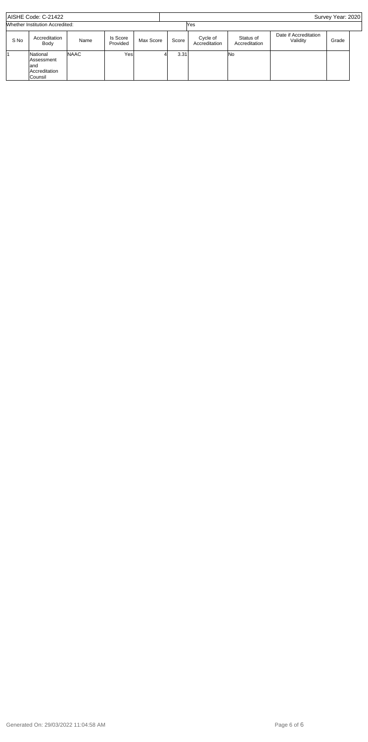| AISHE Code: C-21422 | | | | | | | | Survey Year: 2020 |
|---|---|---|---|---|---|---|---|---|
| Whether Institution Accredited: | | | | | Yes | | | |

| S No | Accreditation Body | Name | Is Score Provided | Max Score | Score | Cycle of Accreditation | Status of Accreditation | Date if Accreditation Validity | Grade |
|---|---|---|---|---|---|---|---|---|---|
| 1 | National Assessment and Accreditation Counsil | NAAC | Yes | 4 | 3.31 | | No | | |

Generated On: 29/03/2022 11:04:58 AM